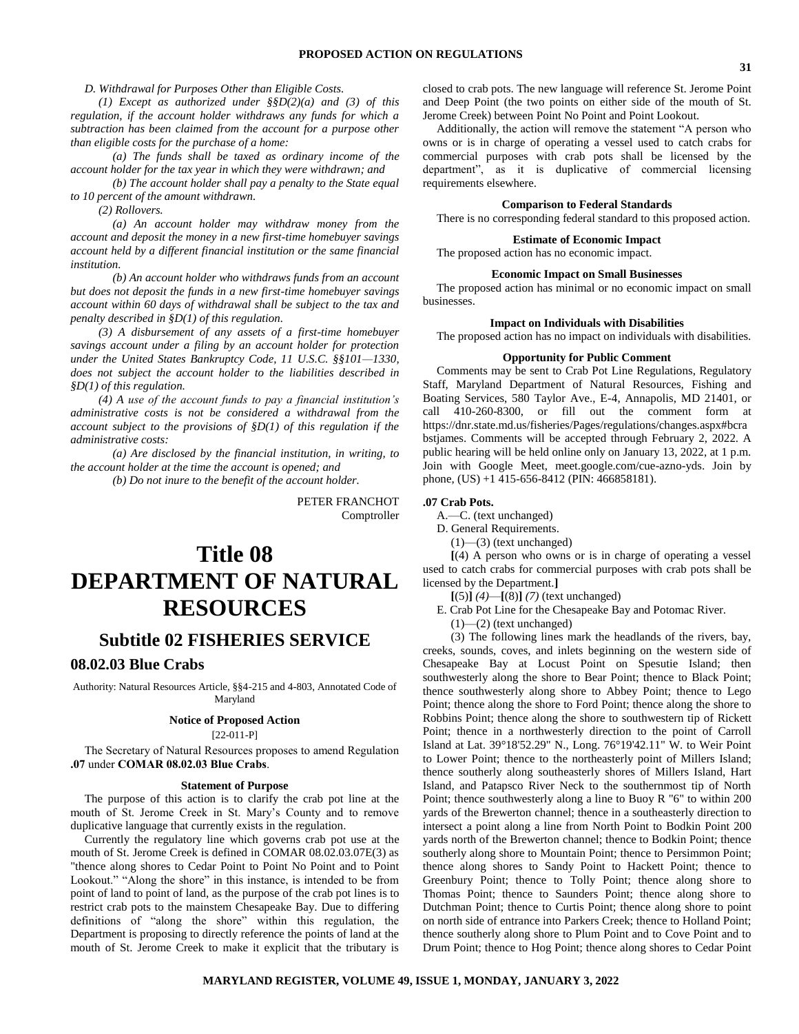*D. Withdrawal for Purposes Other than Eligible Costs.*

*(1) Except as authorized under §§D(2)(a) and (3) of this regulation, if the account holder withdraws any funds for which a subtraction has been claimed from the account for a purpose other than eligible costs for the purchase of a home:*

*(a) The funds shall be taxed as ordinary income of the account holder for the tax year in which they were withdrawn; and*

*(b) The account holder shall pay a penalty to the State equal to 10 percent of the amount withdrawn.*

*(2) Rollovers.*

*(a) An account holder may withdraw money from the account and deposit the money in a new first-time homebuyer savings account held by a different financial institution or the same financial institution.*

*(b) An account holder who withdraws funds from an account but does not deposit the funds in a new first-time homebuyer savings account within 60 days of withdrawal shall be subject to the tax and penalty described in §D(1) of this regulation.*

*(3) A disbursement of any assets of a first-time homebuyer savings account under a filing by an account holder for protection under the United States Bankruptcy Code, 11 U.S.C. §§101—1330, does not subject the account holder to the liabilities described in §D(1) of this regulation.*

*(4) A use of the account funds to pay a financial institution's administrative costs is not be considered a withdrawal from the account subject to the provisions of §D(1) of this regulation if the administrative costs:*

*(a) Are disclosed by the financial institution, in writing, to the account holder at the time the account is opened; and*

*(b) Do not inure to the benefit of the account holder.*

PETER FRANCHOT
Comptroller

# Title 08 DEPARTMENT OF NATURAL RESOURCES

## Subtitle 02 FISHERIES SERVICE

### 08.02.03 Blue Crabs

Authority: Natural Resources Article, §§4-215 and 4-803, Annotated Code of Maryland

**Notice of Proposed Action**

[22-011-P]

The Secretary of Natural Resources proposes to amend Regulation **.07** under **COMAR 08.02.03 Blue Crabs**.

**Statement of Purpose**

The purpose of this action is to clarify the crab pot line at the mouth of St. Jerome Creek in St. Mary's County and to remove duplicative language that currently exists in the regulation.

Currently the regulatory line which governs crab pot use at the mouth of St. Jerome Creek is defined in COMAR 08.02.03.07E(3) as "thence along shores to Cedar Point to Point No Point and to Point Lookout." "Along the shore" in this instance, is intended to be from point of land to point of land, as the purpose of the crab pot lines is to restrict crab pots to the mainstem Chesapeake Bay. Due to differing definitions of "along the shore" within this regulation, the Department is proposing to directly reference the points of land at the mouth of St. Jerome Creek to make it explicit that the tributary is closed to crab pots. The new language will reference St. Jerome Point and Deep Point (the two points on either side of the mouth of St. Jerome Creek) between Point No Point and Point Lookout.

Additionally, the action will remove the statement "A person who owns or is in charge of operating a vessel used to catch crabs for commercial purposes with crab pots shall be licensed by the department", as it is duplicative of commercial licensing requirements elsewhere.

**Comparison to Federal Standards**

There is no corresponding federal standard to this proposed action.

**Estimate of Economic Impact**

The proposed action has no economic impact.

**Economic Impact on Small Businesses**

The proposed action has minimal or no economic impact on small businesses.

**Impact on Individuals with Disabilities**

The proposed action has no impact on individuals with disabilities.

**Opportunity for Public Comment**

Comments may be sent to Crab Pot Line Regulations, Regulatory Staff, Maryland Department of Natural Resources, Fishing and Boating Services, 580 Taylor Ave., E-4, Annapolis, MD 21401, or call 410-260-8300, or fill out the comment form at https://dnr.state.md.us/fisheries/Pages/regulations/changes.aspx#bcrabstjames. Comments will be accepted through February 2, 2022. A public hearing will be held online only on January 13, 2022, at 1 p.m. Join with Google Meet, meet.google.com/cue-azno-yds. Join by phone, (US) +1 415-656-8412 (PIN: 466858181).

**.07 Crab Pots.**

A.—C. (text unchanged)

D. General Requirements.

(1)—(3) (text unchanged)

**[**(4) A person who owns or is in charge of operating a vessel used to catch crabs for commercial purposes with crab pots shall be licensed by the Department.**]**

**[**(5)**]** *(4)*—**[**(8)**]** *(7)* (text unchanged)

E. Crab Pot Line for the Chesapeake Bay and Potomac River.

(1)—(2) (text unchanged)

(3) The following lines mark the headlands of the rivers, bay, creeks, sounds, coves, and inlets beginning on the western side of Chesapeake Bay at Locust Point on Spesutie Island; then southwesterly along the shore to Bear Point; thence to Black Point; thence southwesterly along shore to Abbey Point; thence to Lego Point; thence along the shore to Ford Point; thence along the shore to Robbins Point; thence along the shore to southwestern tip of Rickett Point; thence in a northwesterly direction to the point of Carroll Island at Lat. 39°18'52.29" N., Long. 76°19'42.11" W. to Weir Point to Lower Point; thence to the northeasterly point of Millers Island; thence southerly along southeasterly shores of Millers Island, Hart Island, and Patapsco River Neck to the southernmost tip of North Point; thence southwesterly along a line to Buoy R "6" to within 200 yards of the Brewerton channel; thence in a southeasterly direction to intersect a point along a line from North Point to Bodkin Point 200 yards north of the Brewerton channel; thence to Bodkin Point; thence southerly along shore to Mountain Point; thence to Persimmon Point; thence along shores to Sandy Point to Hackett Point; thence to Greenbury Point; thence to Tolly Point; thence along shore to Thomas Point; thence to Saunders Point; thence along shore to Dutchman Point; thence to Curtis Point; thence along shore to point on north side of entrance into Parkers Creek; thence to Holland Point; thence southerly along shore to Plum Point and to Cove Point and to Drum Point; thence to Hog Point; thence along shores to Cedar Point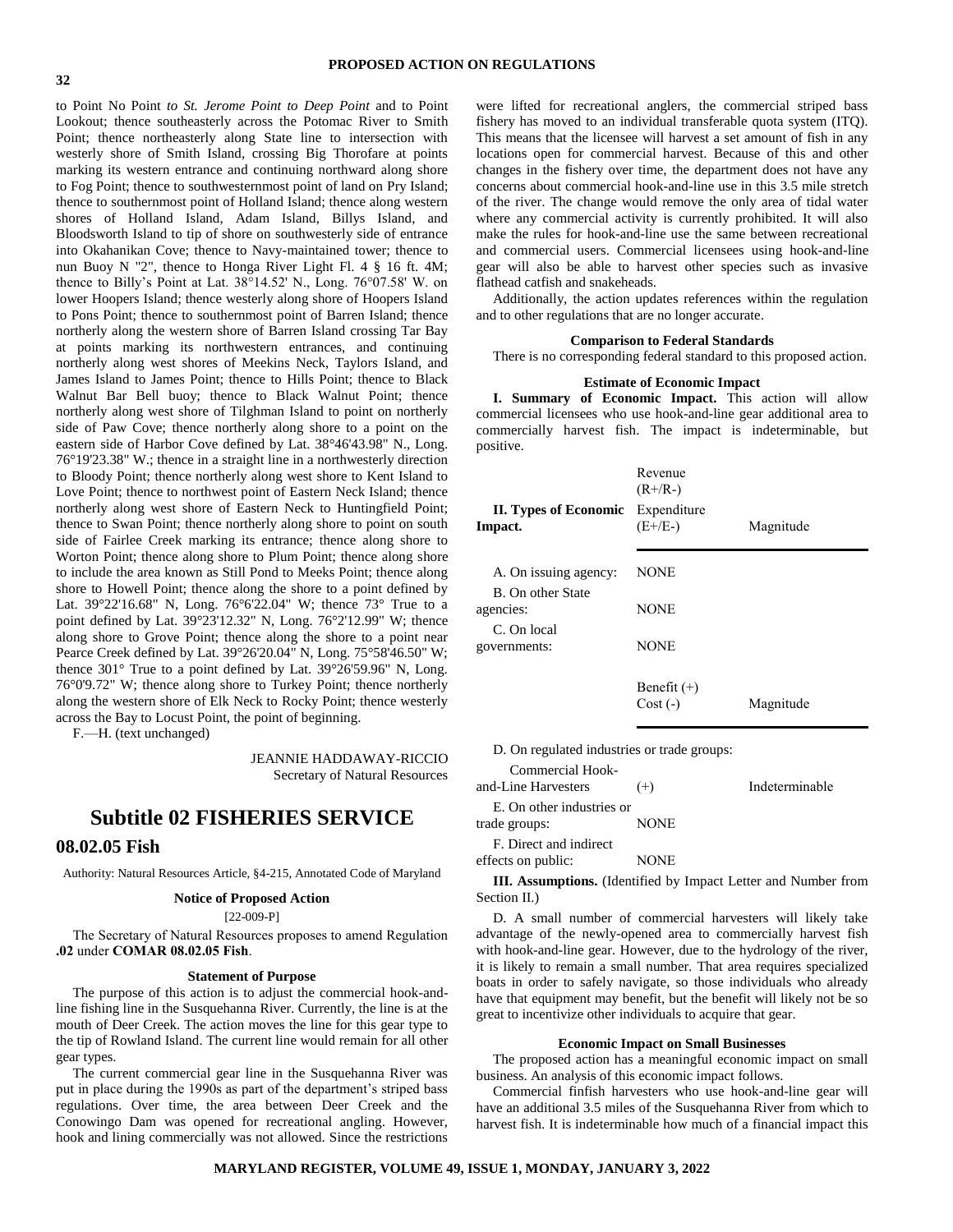to Point No Point *to St. Jerome Point to Deep Point* and to Point Lookout; thence southeasterly across the Potomac River to Smith Point; thence northeasterly along State line to intersection with westerly shore of Smith Island, crossing Big Thorofare at points marking its western entrance and continuing northward along shore to Fog Point; thence to southwesternmost point of land on Pry Island; thence to southernmost point of Holland Island; thence along western shores of Holland Island, Adam Island, Billys Island, and Bloodsworth Island to tip of shore on southwesterly side of entrance into Okahanikan Cove; thence to Navy-maintained tower; thence to nun Buoy N "2", thence to Honga River Light Fl. 4 § 16 ft. 4M; thence to Billy's Point at Lat. 38°14.52' N., Long. 76°07.58' W. on lower Hoopers Island; thence westerly along shore of Hoopers Island to Pons Point; thence to southernmost point of Barren Island; thence northerly along the western shore of Barren Island crossing Tar Bay at points marking its northwestern entrances, and continuing northerly along west shores of Meekins Neck, Taylors Island, and James Island to James Point; thence to Hills Point; thence to Black Walnut Bar Bell buoy; thence to Black Walnut Point; thence northerly along west shore of Tilghman Island to point on northerly side of Paw Cove; thence northerly along shore to a point on the eastern side of Harbor Cove defined by Lat. 38°46'43.98" N., Long. 76°19'23.38" W.; thence in a straight line in a northwesterly direction to Bloody Point; thence northerly along west shore to Kent Island to Love Point; thence to northwest point of Eastern Neck Island; thence northerly along west shore of Eastern Neck to Huntingfield Point; thence to Swan Point; thence northerly along shore to point on south side of Fairlee Creek marking its entrance; thence along shore to Worton Point; thence along shore to Plum Point; thence along shore to include the area known as Still Pond to Meeks Point; thence along shore to Howell Point; thence along the shore to a point defined by Lat. 39°22'16.68" N, Long. 76°6'22.04" W; thence 73° True to a point defined by Lat. 39°23'12.32" N, Long. 76°2'12.99" W; thence along shore to Grove Point; thence along the shore to a point near Pearce Creek defined by Lat. 39°26'20.04" N, Long. 75°58'46.50" W; thence 301° True to a point defined by Lat. 39°26'59.96" N, Long. 76°0'9.72" W; thence along shore to Turkey Point; thence northerly along the western shore of Elk Neck to Rocky Point; thence westerly across the Bay to Locust Point, the point of beginning.

F.—H. (text unchanged)

JEANNIE HADDAWAY-RICCIO
Secretary of Natural Resources

# Subtitle 02 FISHERIES SERVICE

## 08.02.05 Fish

Authority: Natural Resources Article, §4-215, Annotated Code of Maryland

### Notice of Proposed Action

[22-009-P]

The Secretary of Natural Resources proposes to amend Regulation **.02** under **COMAR 08.02.05 Fish**.

### Statement of Purpose

The purpose of this action is to adjust the commercial hook-and-line fishing line in the Susquehanna River. Currently, the line is at the mouth of Deer Creek. The action moves the line for this gear type to the tip of Rowland Island. The current line would remain for all other gear types.

The current commercial gear line in the Susquehanna River was put in place during the 1990s as part of the department's striped bass regulations. Over time, the area between Deer Creek and the Conowingo Dam was opened for recreational angling. However, hook and lining commercially was not allowed. Since the restrictions were lifted for recreational anglers, the commercial striped bass fishery has moved to an individual transferable quota system (ITQ). This means that the licensee will harvest a set amount of fish in any locations open for commercial harvest. Because of this and other changes in the fishery over time, the department does not have any concerns about commercial hook-and-line use in this 3.5 mile stretch of the river. The change would remove the only area of tidal water where any commercial activity is currently prohibited. It will also make the rules for hook-and-line use the same between recreational and commercial users. Commercial licensees using hook-and-line gear will also be able to harvest other species such as invasive flathead catfish and snakeheads.

Additionally, the action updates references within the regulation and to other regulations that are no longer accurate.

### Comparison to Federal Standards

There is no corresponding federal standard to this proposed action.

### Estimate of Economic Impact

**I. Summary of Economic Impact.** This action will allow commercial licensees who use hook-and-line gear additional area to commercially harvest fish. The impact is indeterminable, but positive.

| **II. Types of Economic Impact.** | Revenue (R+/R-) Expenditure (E+/E-) | Magnitude |
|---|---|---|
| A. On issuing agency: | NONE | |
| B. On other State agencies: | NONE | |
| C. On local governments: | NONE | |
| | Benefit (+) Cost (-) | Magnitude |
| D. On regulated industries or trade groups: | | |
| Commercial Hook-and-Line Harvesters | (+) | Indeterminable |
| E. On other industries or trade groups: | NONE | |
| F. Direct and indirect effects on public: | NONE | |

**III. Assumptions.** (Identified by Impact Letter and Number from Section II.)

D. A small number of commercial harvesters will likely take advantage of the newly-opened area to commercially harvest fish with hook-and-line gear. However, due to the hydrology of the river, it is likely to remain a small number. That area requires specialized boats in order to safely navigate, so those individuals who already have that equipment may benefit, but the benefit will likely not be so great to incentivize other individuals to acquire that gear.

### Economic Impact on Small Businesses

The proposed action has a meaningful economic impact on small business. An analysis of this economic impact follows.

Commercial finfish harvesters who use hook-and-line gear will have an additional 3.5 miles of the Susquehanna River from which to harvest fish. It is indeterminable how much of a financial impact this